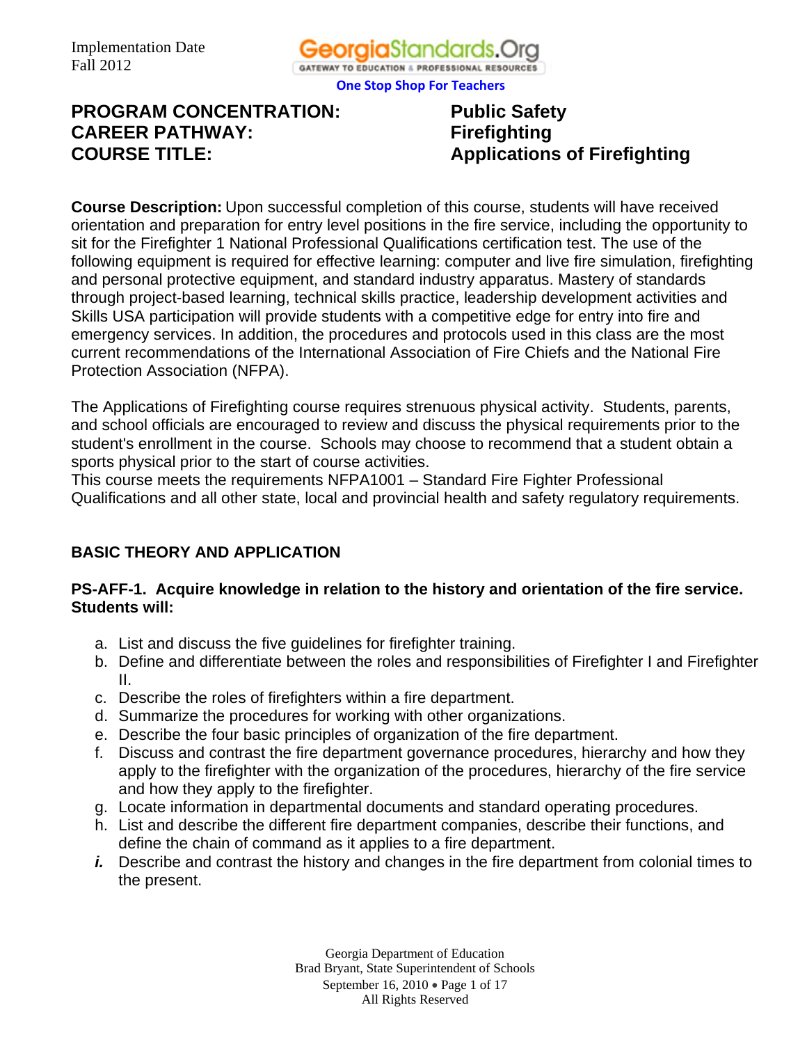Implementation Date
Fall 2012

**PROGRAM CONCENTRATION:** Public Safety
**CAREER PATHWAY:** Firefighting
**COURSE TITLE:** Applications of Firefighting

**Course Description:** Upon successful completion of this course, students will have received orientation and preparation for entry level positions in the fire service, including the opportunity to sit for the Firefighter 1 National Professional Qualifications certification test. The use of the following equipment is required for effective learning: computer and live fire simulation, firefighting and personal protective equipment, and standard industry apparatus. Mastery of standards through project-based learning, technical skills practice, leadership development activities and Skills USA participation will provide students with a competitive edge for entry into fire and emergency services. In addition, the procedures and protocols used in this class are the most current recommendations of the International Association of Fire Chiefs and the National Fire Protection Association (NFPA).

The Applications of Firefighting course requires strenuous physical activity. Students, parents, and school officials are encouraged to review and discuss the physical requirements prior to the student's enrollment in the course. Schools may choose to recommend that a student obtain a sports physical prior to the start of course activities.
This course meets the requirements NFPA1001 – Standard Fire Fighter Professional Qualifications and all other state, local and provincial health and safety regulatory requirements.

## BASIC THEORY AND APPLICATION

**PS-AFF-1. Acquire knowledge in relation to the history and orientation of the fire service. Students will:**

a. List and discuss the five guidelines for firefighter training.
b. Define and differentiate between the roles and responsibilities of Firefighter I and Firefighter II.
c. Describe the roles of firefighters within a fire department.
d. Summarize the procedures for working with other organizations.
e. Describe the four basic principles of organization of the fire department.
f. Discuss and contrast the fire department governance procedures, hierarchy and how they apply to the firefighter with the organization of the procedures, hierarchy of the fire service and how they apply to the firefighter.
g. Locate information in departmental documents and standard operating procedures.
h. List and describe the different fire department companies, describe their functions, and define the chain of command as it applies to a fire department.
*i.* Describe and contrast the history and changes in the fire department from colonial times to the present.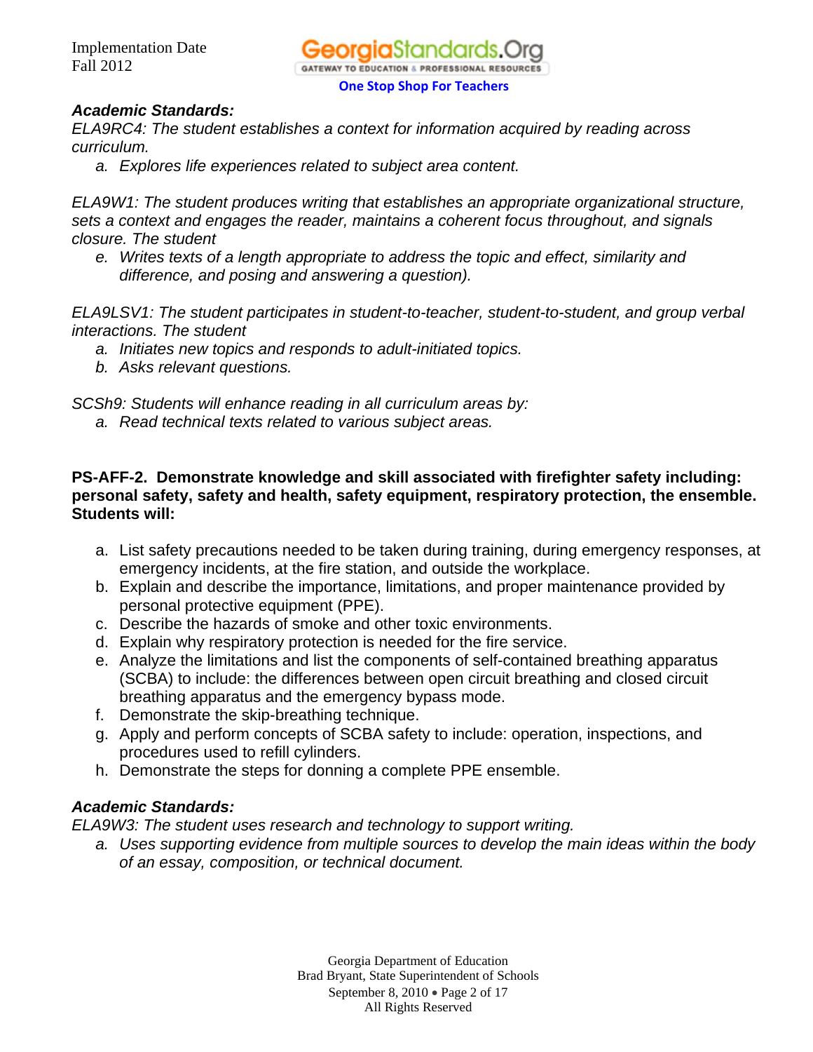***Academic Standards:***

*ELA9RC4: The student establishes a context for information acquired by reading across curriculum.*

*a. Explores life experiences related to subject area content.*

*ELA9W1: The student produces writing that establishes an appropriate organizational structure, sets a context and engages the reader, maintains a coherent focus throughout, and signals closure. The student*

*e. Writes texts of a length appropriate to address the topic and effect, similarity and difference, and posing and answering a question).*

*ELA9LSV1: The student participates in student-to-teacher, student-to-student, and group verbal interactions. The student*

*a. Initiates new topics and responds to adult-initiated topics.*
*b. Asks relevant questions.*

*SCSh9: Students will enhance reading in all curriculum areas by:*

*a. Read technical texts related to various subject areas.*

**PS-AFF-2. Demonstrate knowledge and skill associated with firefighter safety including: personal safety, safety and health, safety equipment, respiratory protection, the ensemble. Students will:**

a. List safety precautions needed to be taken during training, during emergency responses, at emergency incidents, at the fire station, and outside the workplace.
b. Explain and describe the importance, limitations, and proper maintenance provided by personal protective equipment (PPE).
c. Describe the hazards of smoke and other toxic environments.
d. Explain why respiratory protection is needed for the fire service.
e. Analyze the limitations and list the components of self-contained breathing apparatus (SCBA) to include: the differences between open circuit breathing and closed circuit breathing apparatus and the emergency bypass mode.
f. Demonstrate the skip-breathing technique.
g. Apply and perform concepts of SCBA safety to include: operation, inspections, and procedures used to refill cylinders.
h. Demonstrate the steps for donning a complete PPE ensemble.

***Academic Standards:***

*ELA9W3: The student uses research and technology to support writing.*

*a. Uses supporting evidence from multiple sources to develop the main ideas within the body of an essay, composition, or technical document.*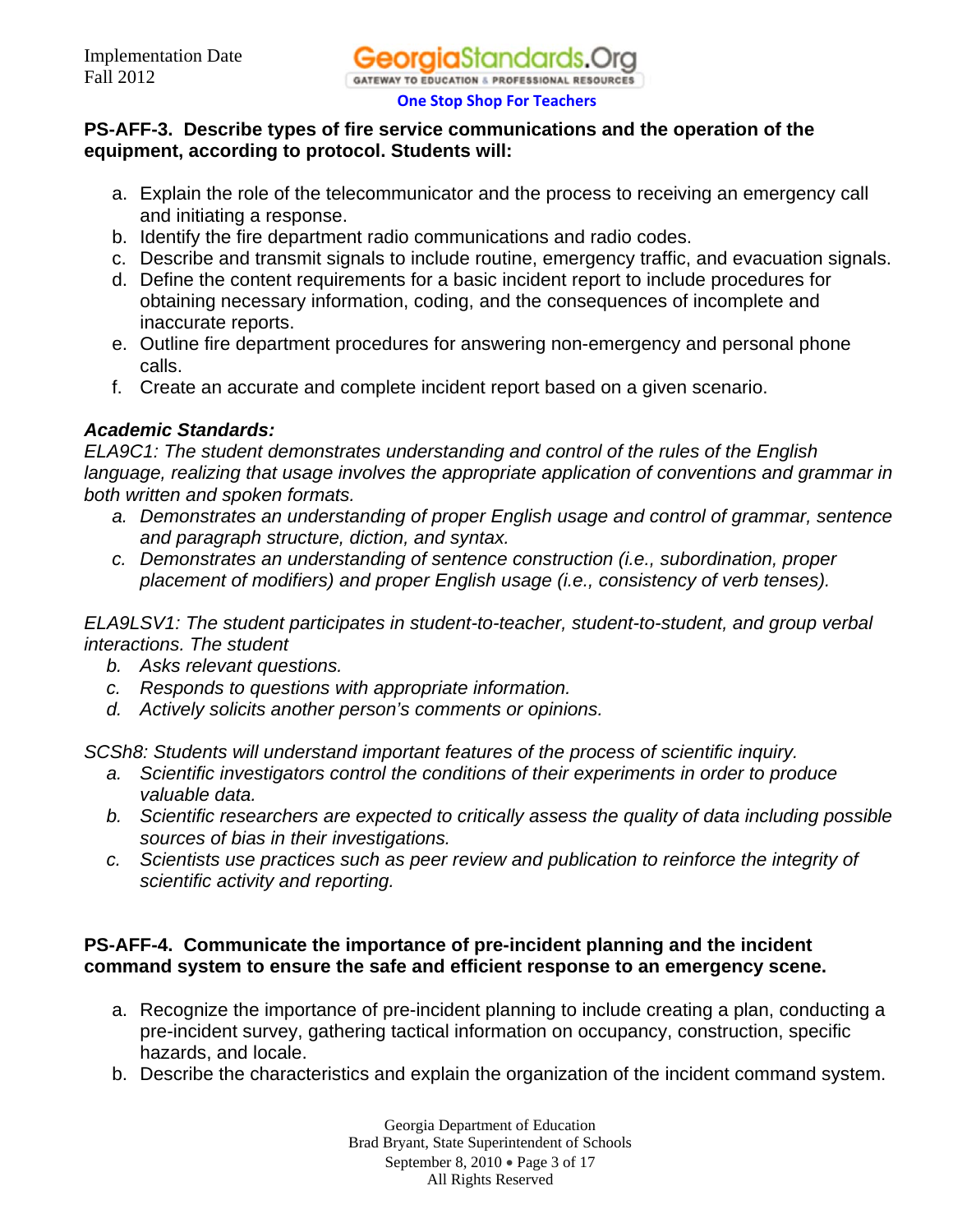**PS-AFF-3. Describe types of fire service communications and the operation of the equipment, according to protocol. Students will:**

a. Explain the role of the telecommunicator and the process to receiving an emergency call and initiating a response.
b. Identify the fire department radio communications and radio codes.
c. Describe and transmit signals to include routine, emergency traffic, and evacuation signals.
d. Define the content requirements for a basic incident report to include procedures for obtaining necessary information, coding, and the consequences of incomplete and inaccurate reports.
e. Outline fire department procedures for answering non-emergency and personal phone calls.
f. Create an accurate and complete incident report based on a given scenario.

***Academic Standards:***

*ELA9C1: The student demonstrates understanding and control of the rules of the English language, realizing that usage involves the appropriate application of conventions and grammar in both written and spoken formats.*

*a. Demonstrates an understanding of proper English usage and control of grammar, sentence and paragraph structure, diction, and syntax.*
*c. Demonstrates an understanding of sentence construction (i.e., subordination, proper placement of modifiers) and proper English usage (i.e., consistency of verb tenses).*

*ELA9LSV1: The student participates in student-to-teacher, student-to-student, and group verbal interactions. The student*

*b. Asks relevant questions.*
*c. Responds to questions with appropriate information.*
*d. Actively solicits another person's comments or opinions.*

*SCSh8: Students will understand important features of the process of scientific inquiry.*

*a. Scientific investigators control the conditions of their experiments in order to produce valuable data.*
*b. Scientific researchers are expected to critically assess the quality of data including possible sources of bias in their investigations.*
*c. Scientists use practices such as peer review and publication to reinforce the integrity of scientific activity and reporting.*

**PS-AFF-4. Communicate the importance of pre-incident planning and the incident command system to ensure the safe and efficient response to an emergency scene.**

a. Recognize the importance of pre-incident planning to include creating a plan, conducting a pre-incident survey, gathering tactical information on occupancy, construction, specific hazards, and locale.
b. Describe the characteristics and explain the organization of the incident command system.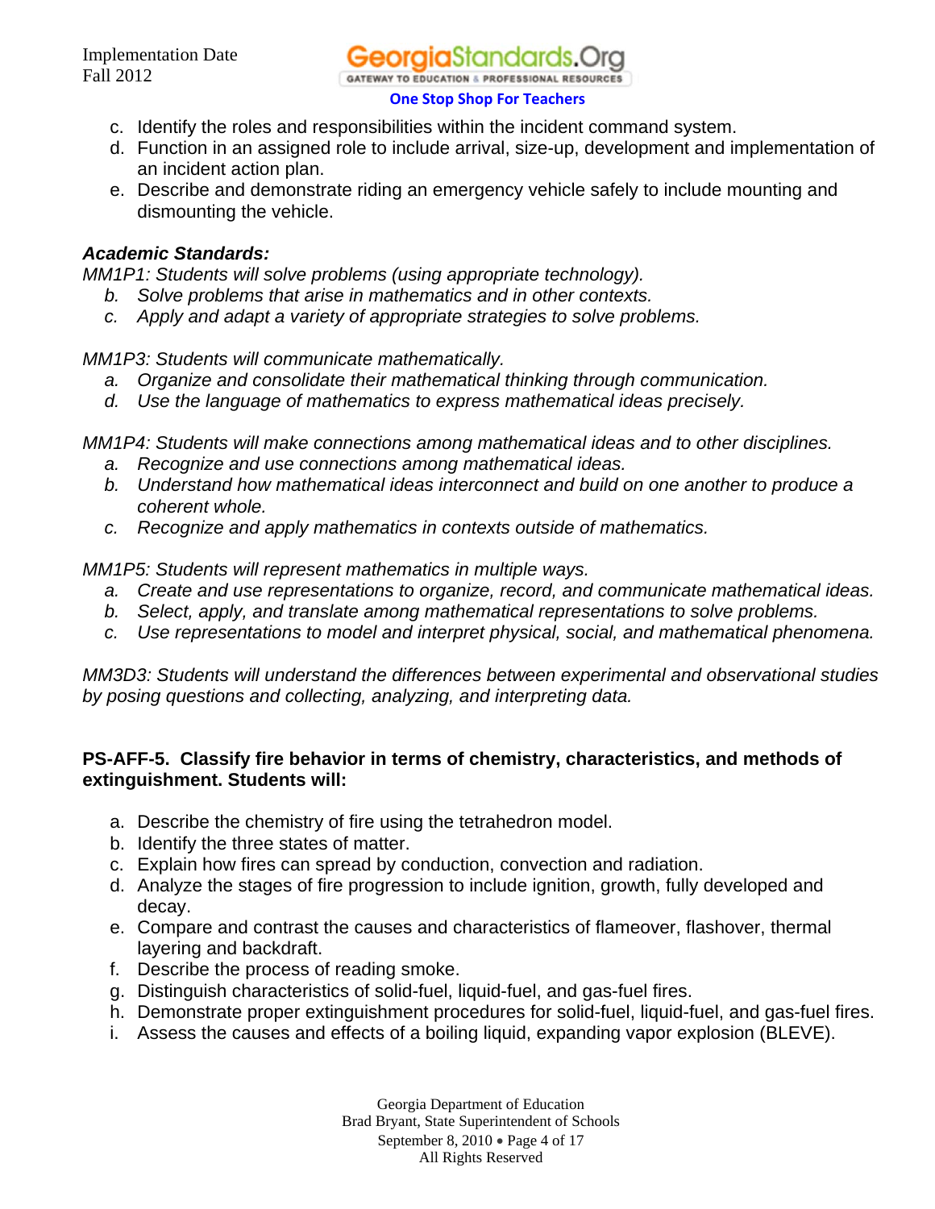c. Identify the roles and responsibilities within the incident command system.
d. Function in an assigned role to include arrival, size-up, development and implementation of an incident action plan.
e. Describe and demonstrate riding an emergency vehicle safely to include mounting and dismounting the vehicle.

***Academic Standards:***

*MM1P1: Students will solve problems (using appropriate technology).*

*b. Solve problems that arise in mathematics and in other contexts.*
*c. Apply and adapt a variety of appropriate strategies to solve problems.*

*MM1P3: Students will communicate mathematically.*

*a. Organize and consolidate their mathematical thinking through communication.*
*d. Use the language of mathematics to express mathematical ideas precisely.*

*MM1P4: Students will make connections among mathematical ideas and to other disciplines.*

*a. Recognize and use connections among mathematical ideas.*
*b. Understand how mathematical ideas interconnect and build on one another to produce a coherent whole.*
*c. Recognize and apply mathematics in contexts outside of mathematics.*

*MM1P5: Students will represent mathematics in multiple ways.*

*a. Create and use representations to organize, record, and communicate mathematical ideas.*
*b. Select, apply, and translate among mathematical representations to solve problems.*
*c. Use representations to model and interpret physical, social, and mathematical phenomena.*

*MM3D3: Students will understand the differences between experimental and observational studies by posing questions and collecting, analyzing, and interpreting data.*

**PS-AFF-5. Classify fire behavior in terms of chemistry, characteristics, and methods of extinguishment. Students will:**

a. Describe the chemistry of fire using the tetrahedron model.
b. Identify the three states of matter.
c. Explain how fires can spread by conduction, convection and radiation.
d. Analyze the stages of fire progression to include ignition, growth, fully developed and decay.
e. Compare and contrast the causes and characteristics of flameover, flashover, thermal layering and backdraft.
f. Describe the process of reading smoke.
g. Distinguish characteristics of solid-fuel, liquid-fuel, and gas-fuel fires.
h. Demonstrate proper extinguishment procedures for solid-fuel, liquid-fuel, and gas-fuel fires.
i. Assess the causes and effects of a boiling liquid, expanding vapor explosion (BLEVE).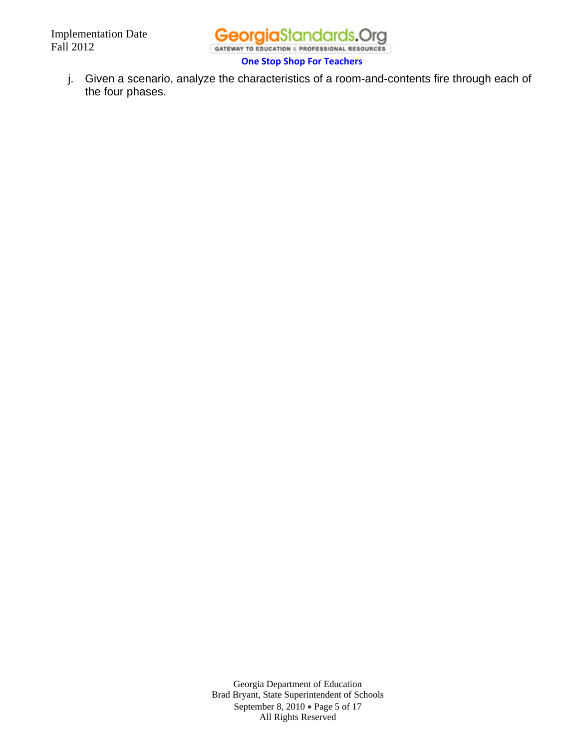j. Given a scenario, analyze the characteristics of a room-and-contents fire through each of the four phases.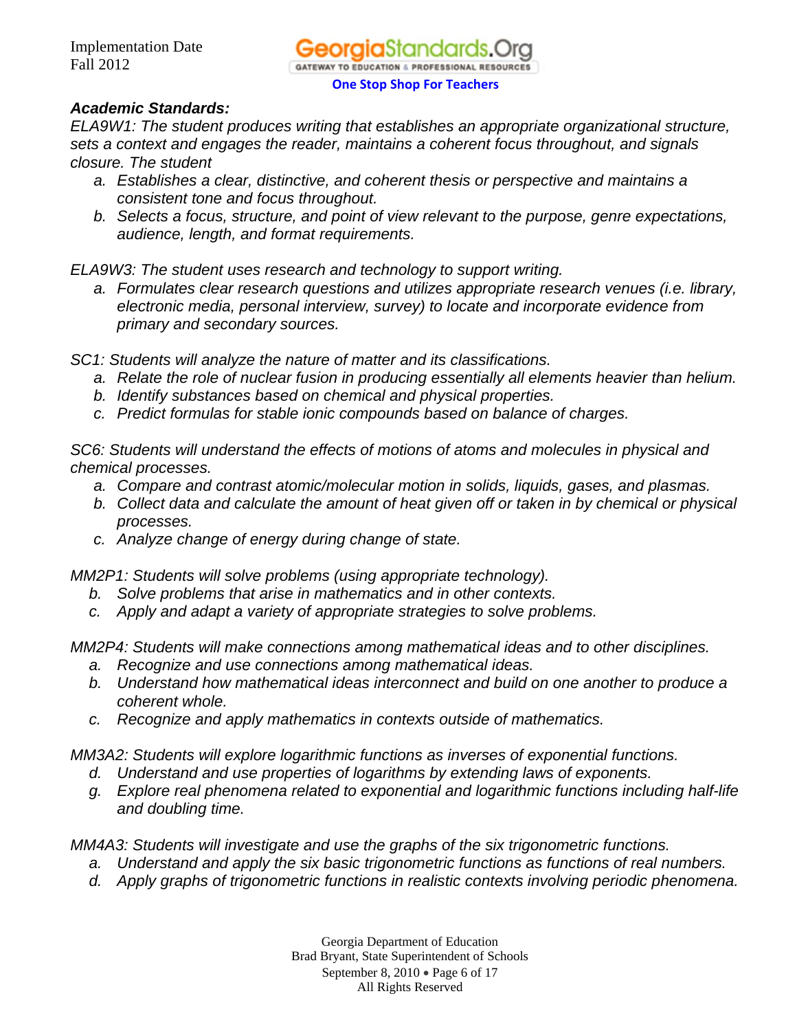***Academic Standards:***

*ELA9W1: The student produces writing that establishes an appropriate organizational structure, sets a context and engages the reader, maintains a coherent focus throughout, and signals closure. The student*

a. *Establishes a clear, distinctive, and coherent thesis or perspective and maintains a consistent tone and focus throughout.*
b. *Selects a focus, structure, and point of view relevant to the purpose, genre expectations, audience, length, and format requirements.*

*ELA9W3: The student uses research and technology to support writing.*

a. *Formulates clear research questions and utilizes appropriate research venues (i.e. library, electronic media, personal interview, survey) to locate and incorporate evidence from primary and secondary sources.*

*SC1: Students will analyze the nature of matter and its classifications.*

a. *Relate the role of nuclear fusion in producing essentially all elements heavier than helium.*
b. *Identify substances based on chemical and physical properties.*
c. *Predict formulas for stable ionic compounds based on balance of charges.*

*SC6: Students will understand the effects of motions of atoms and molecules in physical and chemical processes.*

a. *Compare and contrast atomic/molecular motion in solids, liquids, gases, and plasmas.*
b. *Collect data and calculate the amount of heat given off or taken in by chemical or physical processes.*
c. *Analyze change of energy during change of state.*

*MM2P1: Students will solve problems (using appropriate technology).*

b. *Solve problems that arise in mathematics and in other contexts.*
c. *Apply and adapt a variety of appropriate strategies to solve problems.*

*MM2P4: Students will make connections among mathematical ideas and to other disciplines.*

a. *Recognize and use connections among mathematical ideas.*
b. *Understand how mathematical ideas interconnect and build on one another to produce a coherent whole.*
c. *Recognize and apply mathematics in contexts outside of mathematics.*

*MM3A2: Students will explore logarithmic functions as inverses of exponential functions.*

d. *Understand and use properties of logarithms by extending laws of exponents.*
g. *Explore real phenomena related to exponential and logarithmic functions including half-life and doubling time.*

*MM4A3: Students will investigate and use the graphs of the six trigonometric functions.*

a. *Understand and apply the six basic trigonometric functions as functions of real numbers.*
d. *Apply graphs of trigonometric functions in realistic contexts involving periodic phenomena.*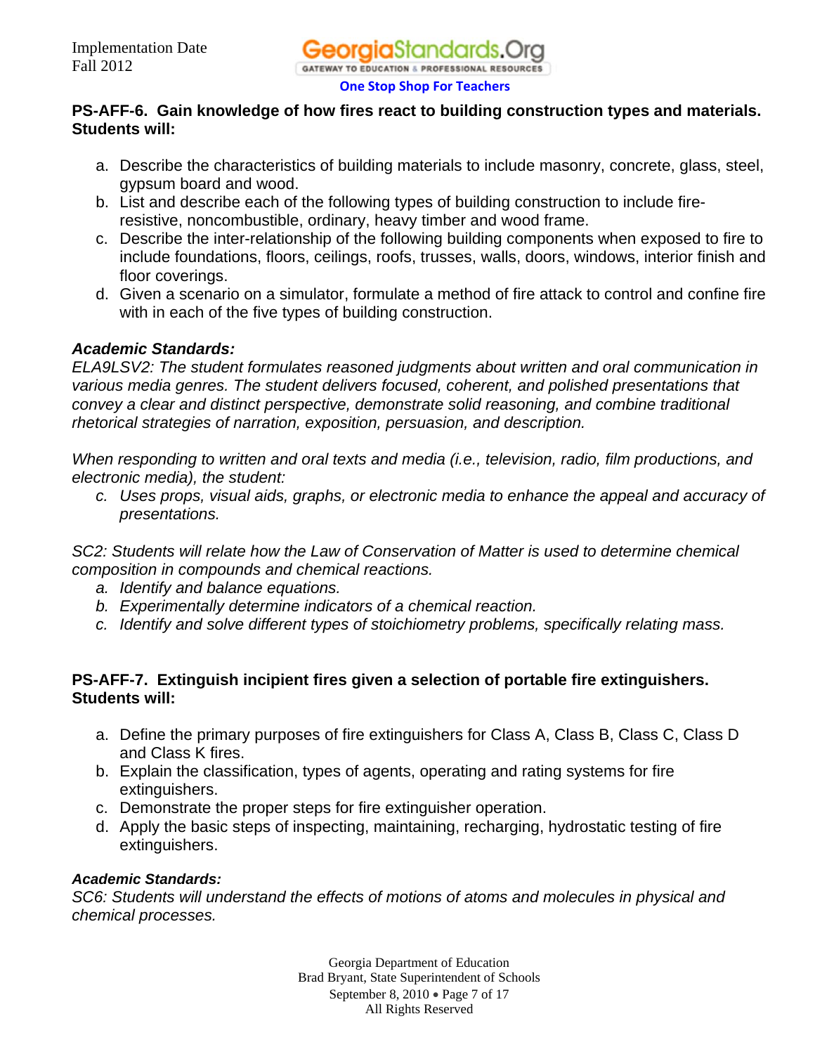**PS-AFF-6. Gain knowledge of how fires react to building construction types and materials. Students will:**

a. Describe the characteristics of building materials to include masonry, concrete, glass, steel, gypsum board and wood.
b. List and describe each of the following types of building construction to include fire-resistive, noncombustible, ordinary, heavy timber and wood frame.
c. Describe the inter-relationship of the following building components when exposed to fire to include foundations, floors, ceilings, roofs, trusses, walls, doors, windows, interior finish and floor coverings.
d. Given a scenario on a simulator, formulate a method of fire attack to control and confine fire with in each of the five types of building construction.

***Academic Standards:***

*ELA9LSV2: The student formulates reasoned judgments about written and oral communication in various media genres. The student delivers focused, coherent, and polished presentations that convey a clear and distinct perspective, demonstrate solid reasoning, and combine traditional rhetorical strategies of narration, exposition, persuasion, and description.*

*When responding to written and oral texts and media (i.e., television, radio, film productions, and electronic media), the student:*

*c. Uses props, visual aids, graphs, or electronic media to enhance the appeal and accuracy of presentations.*

*SC2: Students will relate how the Law of Conservation of Matter is used to determine chemical composition in compounds and chemical reactions.*

*a. Identify and balance equations.*
*b. Experimentally determine indicators of a chemical reaction.*
*c. Identify and solve different types of stoichiometry problems, specifically relating mass.*

**PS-AFF-7. Extinguish incipient fires given a selection of portable fire extinguishers. Students will:**

a. Define the primary purposes of fire extinguishers for Class A, Class B, Class C, Class D and Class K fires.
b. Explain the classification, types of agents, operating and rating systems for fire extinguishers.
c. Demonstrate the proper steps for fire extinguisher operation.
d. Apply the basic steps of inspecting, maintaining, recharging, hydrostatic testing of fire extinguishers.

***Academic Standards:***

*SC6: Students will understand the effects of motions of atoms and molecules in physical and chemical processes.*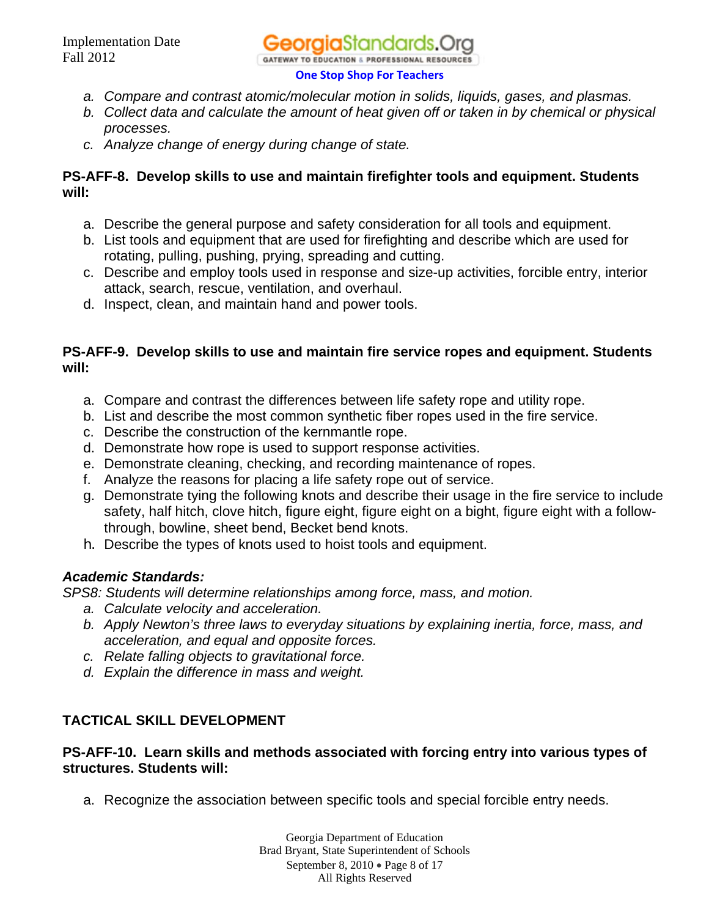a. *Compare and contrast atomic/molecular motion in solids, liquids, gases, and plasmas.*
b. *Collect data and calculate the amount of heat given off or taken in by chemical or physical processes.*
c. *Analyze change of energy during change of state.*

**PS-AFF-8. Develop skills to use and maintain firefighter tools and equipment. Students will:**

a. Describe the general purpose and safety consideration for all tools and equipment.
b. List tools and equipment that are used for firefighting and describe which are used for rotating, pulling, pushing, prying, spreading and cutting.
c. Describe and employ tools used in response and size-up activities, forcible entry, interior attack, search, rescue, ventilation, and overhaul.
d. Inspect, clean, and maintain hand and power tools.

**PS-AFF-9. Develop skills to use and maintain fire service ropes and equipment. Students will:**

a. Compare and contrast the differences between life safety rope and utility rope.
b. List and describe the most common synthetic fiber ropes used in the fire service.
c. Describe the construction of the kernmantle rope.
d. Demonstrate how rope is used to support response activities.
e. Demonstrate cleaning, checking, and recording maintenance of ropes.
f. Analyze the reasons for placing a life safety rope out of service.
g. Demonstrate tying the following knots and describe their usage in the fire service to include safety, half hitch, clove hitch, figure eight, figure eight on a bight, figure eight with a follow-through, bowline, sheet bend, Becket bend knots.
h. Describe the types of knots used to hoist tools and equipment.

***Academic Standards:***

*SPS8: Students will determine relationships among force, mass, and motion.*

a. *Calculate velocity and acceleration.*
b. *Apply Newton's three laws to everyday situations by explaining inertia, force, mass, and acceleration, and equal and opposite forces.*
c. *Relate falling objects to gravitational force.*
d. *Explain the difference in mass and weight.*

**TACTICAL SKILL DEVELOPMENT**

**PS-AFF-10. Learn skills and methods associated with forcing entry into various types of structures. Students will:**

a. Recognize the association between specific tools and special forcible entry needs.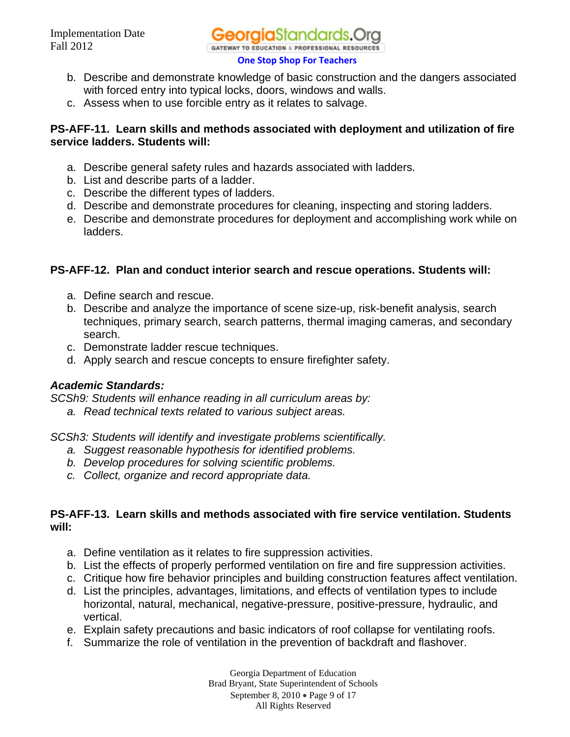b. Describe and demonstrate knowledge of basic construction and the dangers associated with forced entry into typical locks, doors, windows and walls.
c. Assess when to use forcible entry as it relates to salvage.

**PS-AFF-11. Learn skills and methods associated with deployment and utilization of fire service ladders. Students will:**

a. Describe general safety rules and hazards associated with ladders.
b. List and describe parts of a ladder.
c. Describe the different types of ladders.
d. Describe and demonstrate procedures for cleaning, inspecting and storing ladders.
e. Describe and demonstrate procedures for deployment and accomplishing work while on ladders.

**PS-AFF-12. Plan and conduct interior search and rescue operations. Students will:**

a. Define search and rescue.
b. Describe and analyze the importance of scene size-up, risk-benefit analysis, search techniques, primary search, search patterns, thermal imaging cameras, and secondary search.
c. Demonstrate ladder rescue techniques.
d. Apply search and rescue concepts to ensure firefighter safety.

***Academic Standards:***

*SCSh9: Students will enhance reading in all curriculum areas by:*

*a. Read technical texts related to various subject areas.*

*SCSh3: Students will identify and investigate problems scientifically.*

*a. Suggest reasonable hypothesis for identified problems.*
*b. Develop procedures for solving scientific problems.*
*c. Collect, organize and record appropriate data.*

**PS-AFF-13. Learn skills and methods associated with fire service ventilation. Students will:**

a. Define ventilation as it relates to fire suppression activities.
b. List the effects of properly performed ventilation on fire and fire suppression activities.
c. Critique how fire behavior principles and building construction features affect ventilation.
d. List the principles, advantages, limitations, and effects of ventilation types to include horizontal, natural, mechanical, negative-pressure, positive-pressure, hydraulic, and vertical.
e. Explain safety precautions and basic indicators of roof collapse for ventilating roofs.
f. Summarize the role of ventilation in the prevention of backdraft and flashover.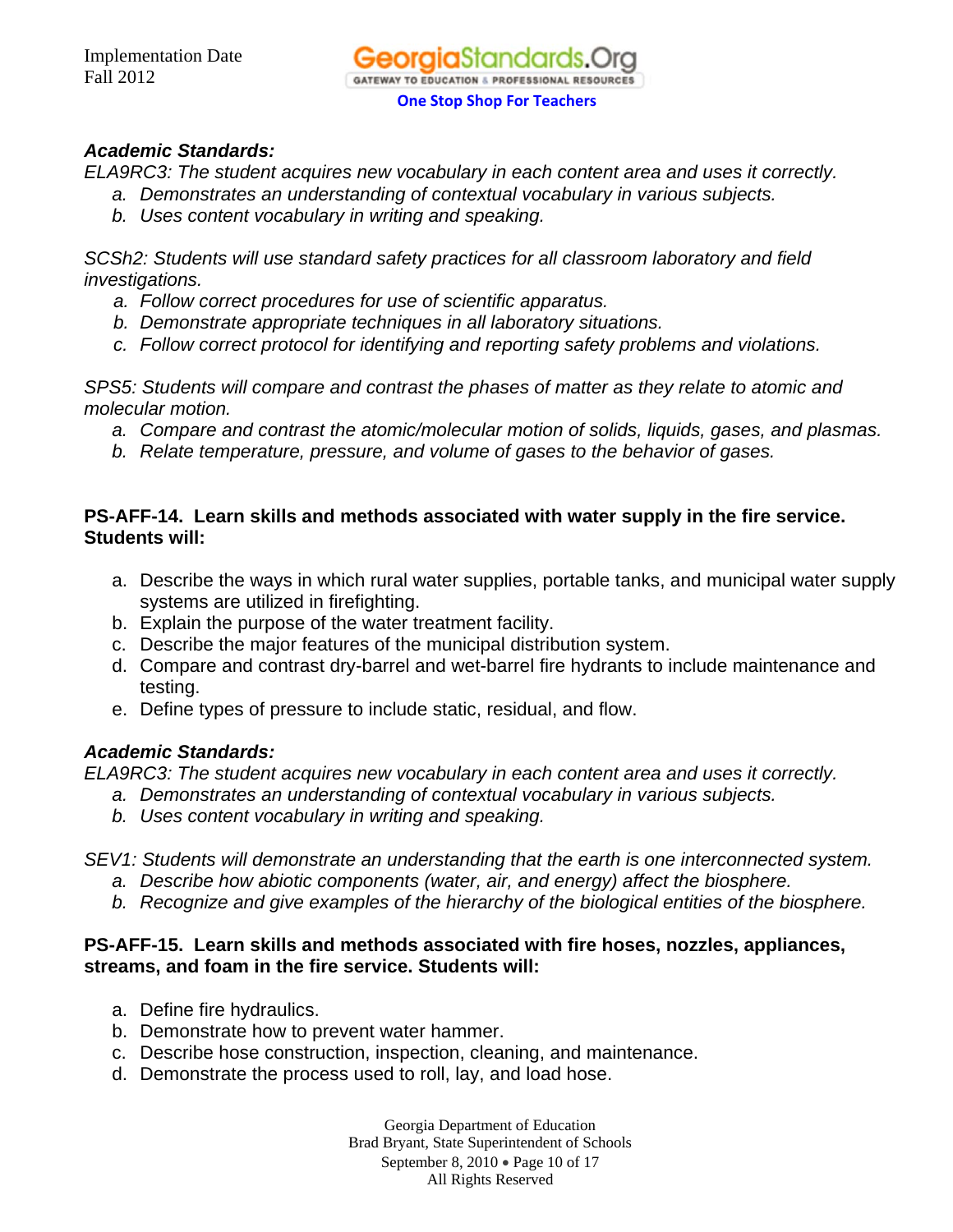***Academic Standards:***

*ELA9RC3: The student acquires new vocabulary in each content area and uses it correctly.*

- *a. Demonstrates an understanding of contextual vocabulary in various subjects.*
- *b. Uses content vocabulary in writing and speaking.*

*SCSh2: Students will use standard safety practices for all classroom laboratory and field investigations.*

- *a. Follow correct procedures for use of scientific apparatus.*
- *b. Demonstrate appropriate techniques in all laboratory situations.*
- *c. Follow correct protocol for identifying and reporting safety problems and violations.*

*SPS5: Students will compare and contrast the phases of matter as they relate to atomic and molecular motion.*

- *a. Compare and contrast the atomic/molecular motion of solids, liquids, gases, and plasmas.*
- *b. Relate temperature, pressure, and volume of gases to the behavior of gases.*

**PS-AFF-14. Learn skills and methods associated with water supply in the fire service. Students will:**

- a. Describe the ways in which rural water supplies, portable tanks, and municipal water supply systems are utilized in firefighting.
- b. Explain the purpose of the water treatment facility.
- c. Describe the major features of the municipal distribution system.
- d. Compare and contrast dry-barrel and wet-barrel fire hydrants to include maintenance and testing.
- e. Define types of pressure to include static, residual, and flow.

***Academic Standards:***

*ELA9RC3: The student acquires new vocabulary in each content area and uses it correctly.*

- *a. Demonstrates an understanding of contextual vocabulary in various subjects.*
- *b. Uses content vocabulary in writing and speaking.*

*SEV1: Students will demonstrate an understanding that the earth is one interconnected system.*

- *a. Describe how abiotic components (water, air, and energy) affect the biosphere.*
- *b. Recognize and give examples of the hierarchy of the biological entities of the biosphere.*

**PS-AFF-15. Learn skills and methods associated with fire hoses, nozzles, appliances, streams, and foam in the fire service. Students will:**

- a. Define fire hydraulics.
- b. Demonstrate how to prevent water hammer.
- c. Describe hose construction, inspection, cleaning, and maintenance.
- d. Demonstrate the process used to roll, lay, and load hose.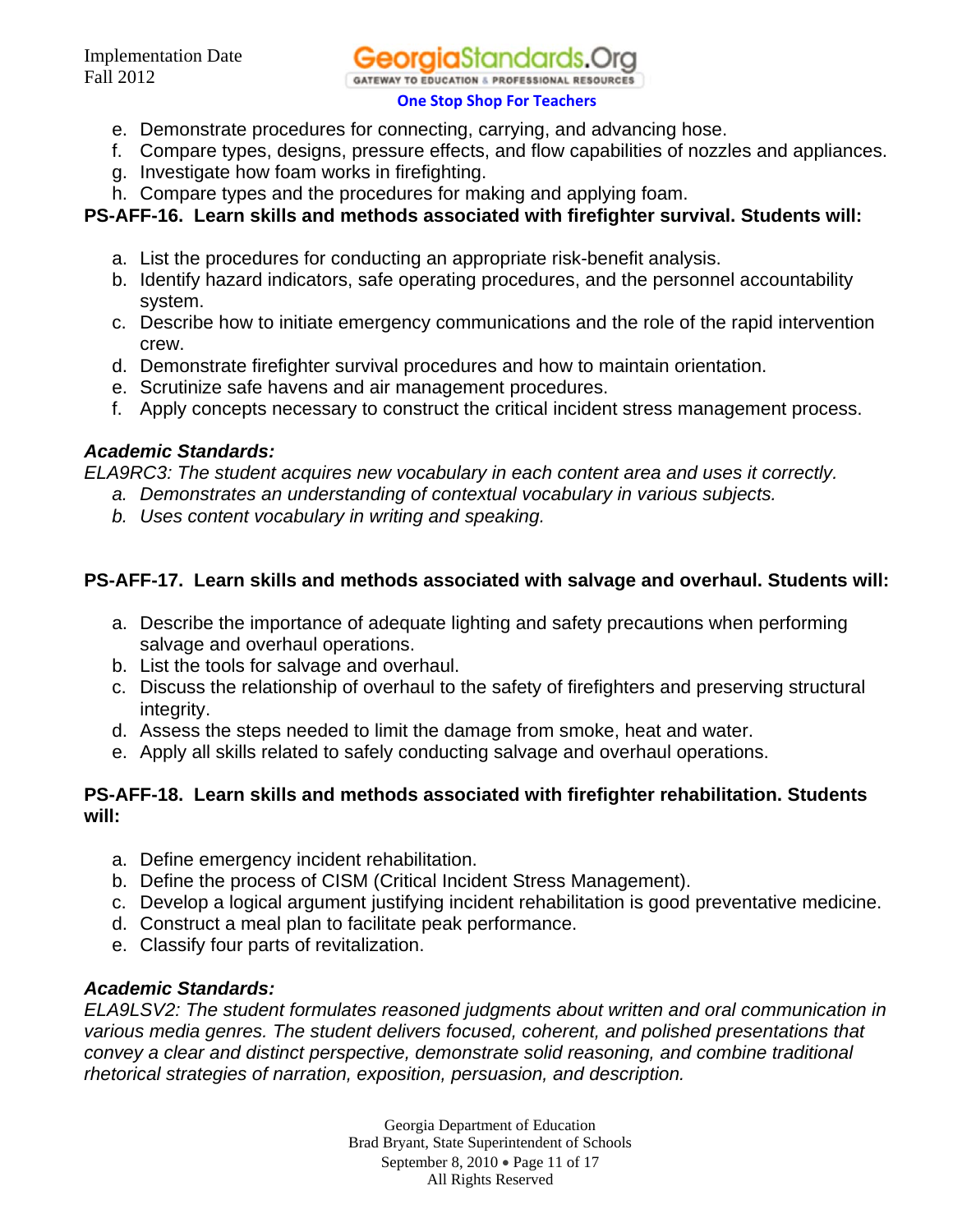e. Demonstrate procedures for connecting, carrying, and advancing hose.
f. Compare types, designs, pressure effects, and flow capabilities of nozzles and appliances.
g. Investigate how foam works in firefighting.
h. Compare types and the procedures for making and applying foam.

**PS-AFF-16. Learn skills and methods associated with firefighter survival. Students will:**

a. List the procedures for conducting an appropriate risk-benefit analysis.
b. Identify hazard indicators, safe operating procedures, and the personnel accountability system.
c. Describe how to initiate emergency communications and the role of the rapid intervention crew.
d. Demonstrate firefighter survival procedures and how to maintain orientation.
e. Scrutinize safe havens and air management procedures.
f. Apply concepts necessary to construct the critical incident stress management process.

***Academic Standards:***

*ELA9RC3: The student acquires new vocabulary in each content area and uses it correctly.*

*a. Demonstrates an understanding of contextual vocabulary in various subjects.*
*b. Uses content vocabulary in writing and speaking.*

**PS-AFF-17. Learn skills and methods associated with salvage and overhaul. Students will:**

a. Describe the importance of adequate lighting and safety precautions when performing salvage and overhaul operations.
b. List the tools for salvage and overhaul.
c. Discuss the relationship of overhaul to the safety of firefighters and preserving structural integrity.
d. Assess the steps needed to limit the damage from smoke, heat and water.
e. Apply all skills related to safely conducting salvage and overhaul operations.

**PS-AFF-18. Learn skills and methods associated with firefighter rehabilitation. Students will:**

a. Define emergency incident rehabilitation.
b. Define the process of CISM (Critical Incident Stress Management).
c. Develop a logical argument justifying incident rehabilitation is good preventative medicine.
d. Construct a meal plan to facilitate peak performance.
e. Classify four parts of revitalization.

***Academic Standards:***

*ELA9LSV2: The student formulates reasoned judgments about written and oral communication in various media genres. The student delivers focused, coherent, and polished presentations that convey a clear and distinct perspective, demonstrate solid reasoning, and combine traditional rhetorical strategies of narration, exposition, persuasion, and description.*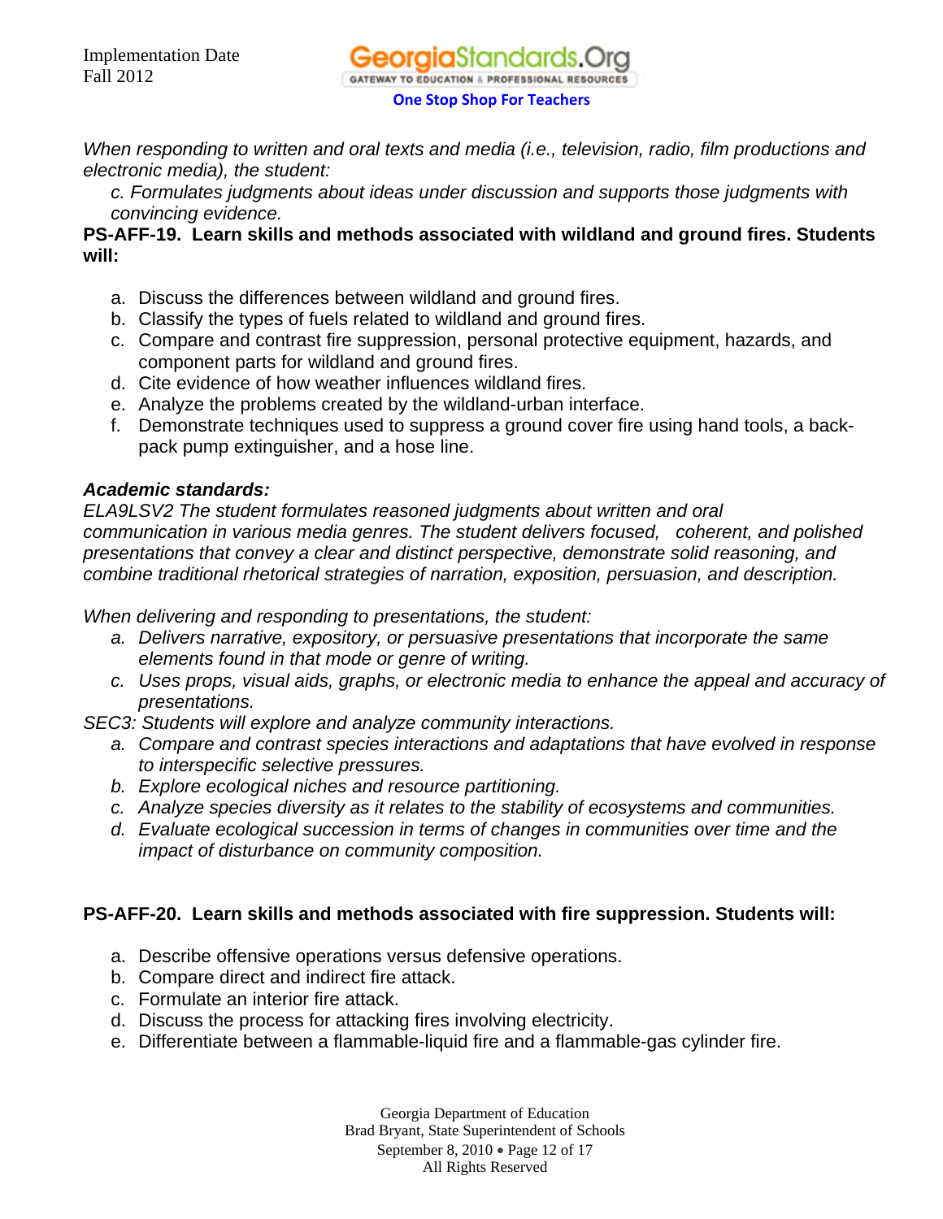*When responding to written and oral texts and media (i.e., television, radio, film productions and electronic media), the student:*

*c. Formulates judgments about ideas under discussion and supports those judgments with convincing evidence.*

**PS-AFF-19. Learn skills and methods associated with wildland and ground fires. Students will:**

a. Discuss the differences between wildland and ground fires.
b. Classify the types of fuels related to wildland and ground fires.
c. Compare and contrast fire suppression, personal protective equipment, hazards, and component parts for wildland and ground fires.
d. Cite evidence of how weather influences wildland fires.
e. Analyze the problems created by the wildland-urban interface.
f. Demonstrate techniques used to suppress a ground cover fire using hand tools, a back-pack pump extinguisher, and a hose line.

***Academic standards:***

*ELA9LSV2 The student formulates reasoned judgments about written and oral communication in various media genres. The student delivers focused, coherent, and polished presentations that convey a clear and distinct perspective, demonstrate solid reasoning, and combine traditional rhetorical strategies of narration, exposition, persuasion, and description.*

*When delivering and responding to presentations, the student:*

*a. Delivers narrative, expository, or persuasive presentations that incorporate the same elements found in that mode or genre of writing.*

*c. Uses props, visual aids, graphs, or electronic media to enhance the appeal and accuracy of presentations.*

*SEC3: Students will explore and analyze community interactions.*

*a. Compare and contrast species interactions and adaptations that have evolved in response to interspecific selective pressures.*

*b. Explore ecological niches and resource partitioning.*

*c. Analyze species diversity as it relates to the stability of ecosystems and communities.*

*d. Evaluate ecological succession in terms of changes in communities over time and the impact of disturbance on community composition.*

**PS-AFF-20. Learn skills and methods associated with fire suppression. Students will:**

a. Describe offensive operations versus defensive operations.
b. Compare direct and indirect fire attack.
c. Formulate an interior fire attack.
d. Discuss the process for attacking fires involving electricity.
e. Differentiate between a flammable-liquid fire and a flammable-gas cylinder fire.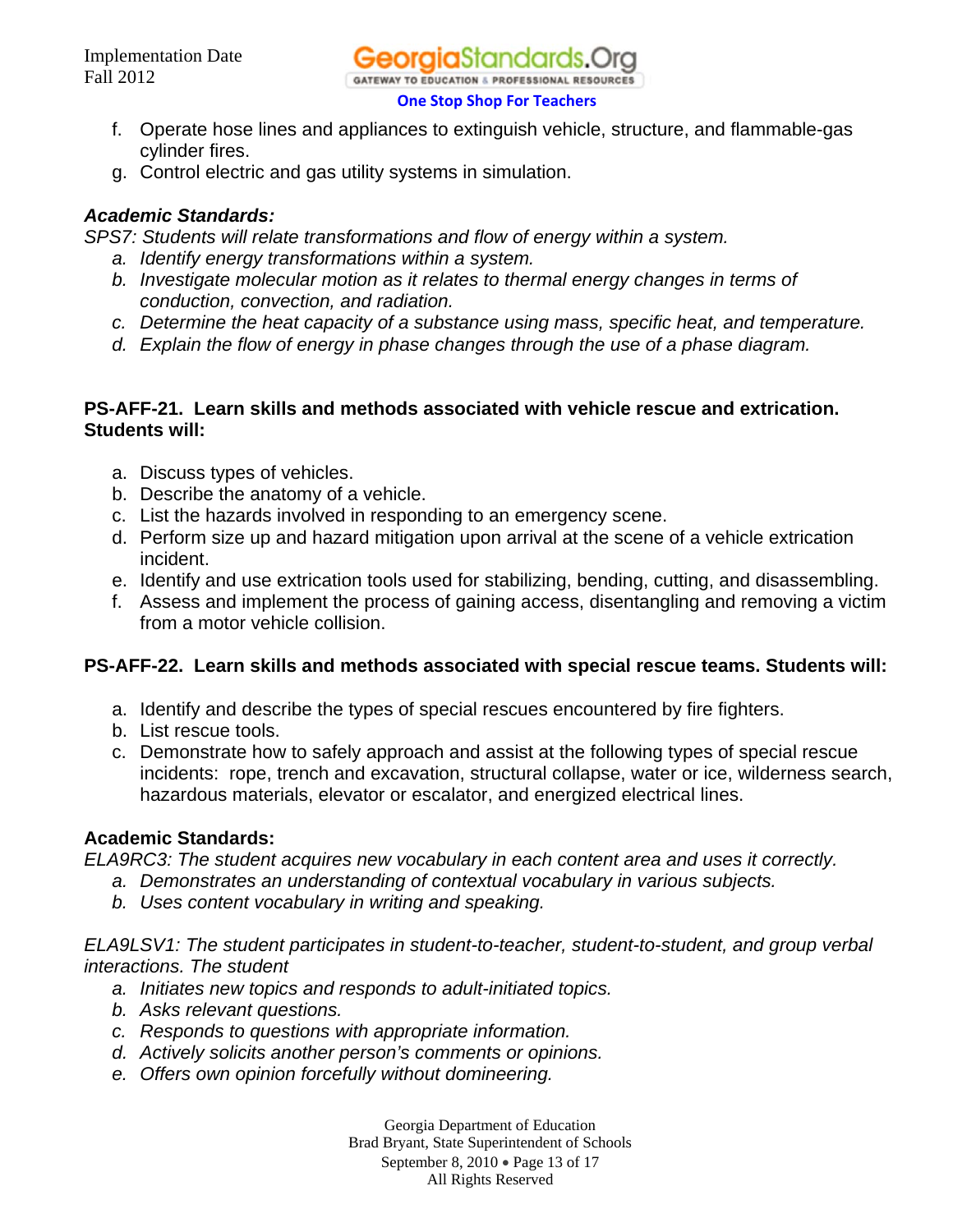f. Operate hose lines and appliances to extinguish vehicle, structure, and flammable-gas cylinder fires.
g. Control electric and gas utility systems in simulation.

***Academic Standards:***

*SPS7: Students will relate transformations and flow of energy within a system.*

*a. Identify energy transformations within a system.*
*b. Investigate molecular motion as it relates to thermal energy changes in terms of conduction, convection, and radiation.*
*c. Determine the heat capacity of a substance using mass, specific heat, and temperature.*
*d. Explain the flow of energy in phase changes through the use of a phase diagram.*

**PS-AFF-21. Learn skills and methods associated with vehicle rescue and extrication. Students will:**

a. Discuss types of vehicles.
b. Describe the anatomy of a vehicle.
c. List the hazards involved in responding to an emergency scene.
d. Perform size up and hazard mitigation upon arrival at the scene of a vehicle extrication incident.
e. Identify and use extrication tools used for stabilizing, bending, cutting, and disassembling.
f. Assess and implement the process of gaining access, disentangling and removing a victim from a motor vehicle collision.

**PS-AFF-22. Learn skills and methods associated with special rescue teams. Students will:**

a. Identify and describe the types of special rescues encountered by fire fighters.
b. List rescue tools.
c. Demonstrate how to safely approach and assist at the following types of special rescue incidents: rope, trench and excavation, structural collapse, water or ice, wilderness search, hazardous materials, elevator or escalator, and energized electrical lines.

**Academic Standards:**

*ELA9RC3: The student acquires new vocabulary in each content area and uses it correctly.*

*a. Demonstrates an understanding of contextual vocabulary in various subjects.*
*b. Uses content vocabulary in writing and speaking.*

*ELA9LSV1: The student participates in student-to-teacher, student-to-student, and group verbal interactions. The student*

*a. Initiates new topics and responds to adult-initiated topics.*
*b. Asks relevant questions.*
*c. Responds to questions with appropriate information.*
*d. Actively solicits another person's comments or opinions.*
*e. Offers own opinion forcefully without domineering.*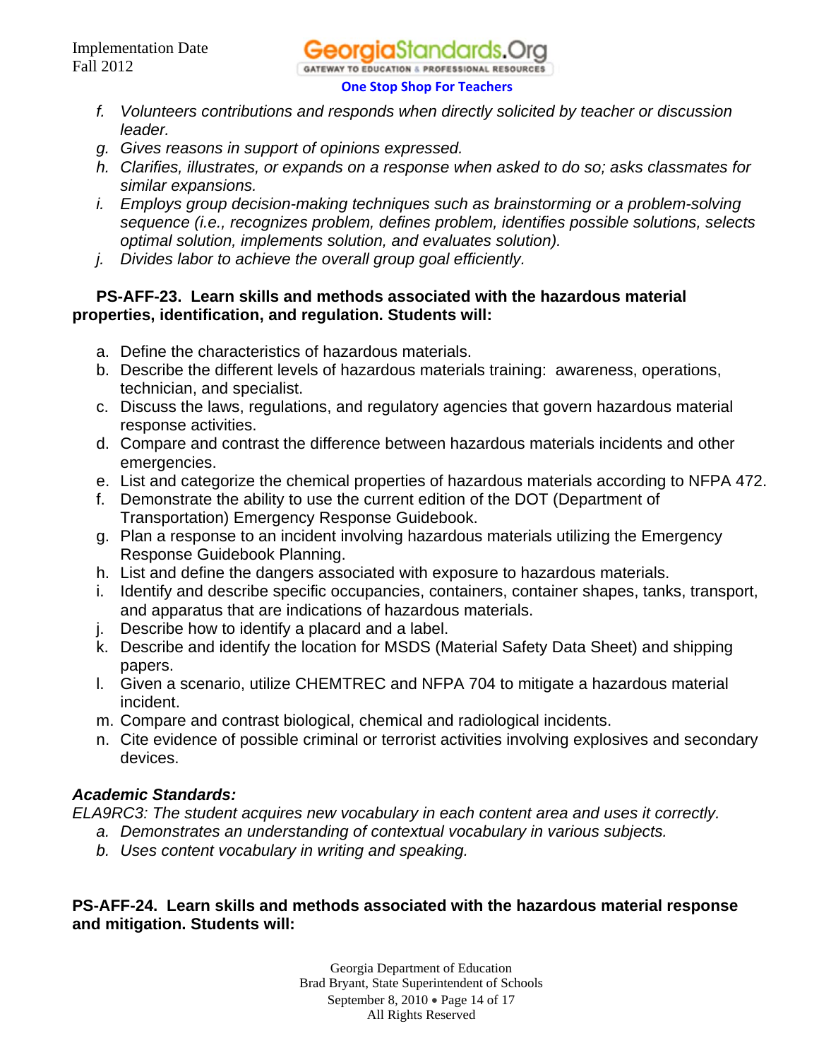*f. Volunteers contributions and responds when directly solicited by teacher or discussion leader.*
*g. Gives reasons in support of opinions expressed.*
*h. Clarifies, illustrates, or expands on a response when asked to do so; asks classmates for similar expansions.*
*i. Employs group decision-making techniques such as brainstorming or a problem-solving sequence (i.e., recognizes problem, defines problem, identifies possible solutions, selects optimal solution, implements solution, and evaluates solution).*
*j. Divides labor to achieve the overall group goal efficiently.*

**PS-AFF-23. Learn skills and methods associated with the hazardous material properties, identification, and regulation. Students will:**

a. Define the characteristics of hazardous materials.
b. Describe the different levels of hazardous materials training: awareness, operations, technician, and specialist.
c. Discuss the laws, regulations, and regulatory agencies that govern hazardous material response activities.
d. Compare and contrast the difference between hazardous materials incidents and other emergencies.
e. List and categorize the chemical properties of hazardous materials according to NFPA 472.
f. Demonstrate the ability to use the current edition of the DOT (Department of Transportation) Emergency Response Guidebook.
g. Plan a response to an incident involving hazardous materials utilizing the Emergency Response Guidebook Planning.
h. List and define the dangers associated with exposure to hazardous materials.
i. Identify and describe specific occupancies, containers, container shapes, tanks, transport, and apparatus that are indications of hazardous materials.
j. Describe how to identify a placard and a label.
k. Describe and identify the location for MSDS (Material Safety Data Sheet) and shipping papers.
l. Given a scenario, utilize CHEMTREC and NFPA 704 to mitigate a hazardous material incident.
m. Compare and contrast biological, chemical and radiological incidents.
n. Cite evidence of possible criminal or terrorist activities involving explosives and secondary devices.

***Academic Standards:***
*ELA9RC3: The student acquires new vocabulary in each content area and uses it correctly.*
*a. Demonstrates an understanding of contextual vocabulary in various subjects.*
*b. Uses content vocabulary in writing and speaking.*

**PS-AFF-24. Learn skills and methods associated with the hazardous material response and mitigation. Students will:**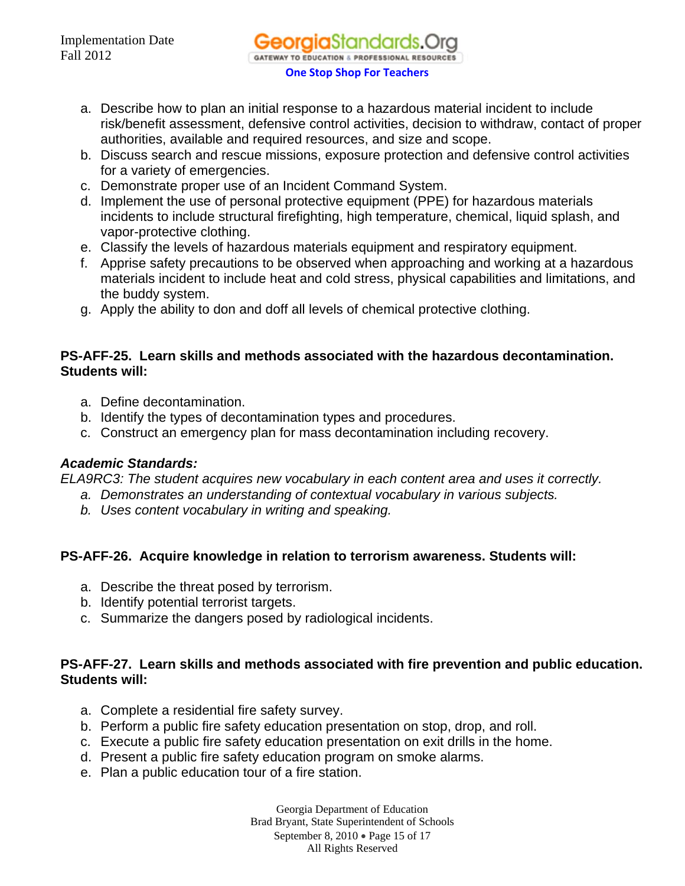a. Describe how to plan an initial response to a hazardous material incident to include risk/benefit assessment, defensive control activities, decision to withdraw, contact of proper authorities, available and required resources, and size and scope.
b. Discuss search and rescue missions, exposure protection and defensive control activities for a variety of emergencies.
c. Demonstrate proper use of an Incident Command System.
d. Implement the use of personal protective equipment (PPE) for hazardous materials incidents to include structural firefighting, high temperature, chemical, liquid splash, and vapor-protective clothing.
e. Classify the levels of hazardous materials equipment and respiratory equipment.
f. Apprise safety precautions to be observed when approaching and working at a hazardous materials incident to include heat and cold stress, physical capabilities and limitations, and the buddy system.
g. Apply the ability to don and doff all levels of chemical protective clothing.

**PS-AFF-25. Learn skills and methods associated with the hazardous decontamination. Students will:**

a. Define decontamination.
b. Identify the types of decontamination types and procedures.
c. Construct an emergency plan for mass decontamination including recovery.

***Academic Standards:***

*ELA9RC3: The student acquires new vocabulary in each content area and uses it correctly.*

*a. Demonstrates an understanding of contextual vocabulary in various subjects.*
*b. Uses content vocabulary in writing and speaking.*

**PS-AFF-26. Acquire knowledge in relation to terrorism awareness. Students will:**

a. Describe the threat posed by terrorism.
b. Identify potential terrorist targets.
c. Summarize the dangers posed by radiological incidents.

**PS-AFF-27. Learn skills and methods associated with fire prevention and public education. Students will:**

a. Complete a residential fire safety survey.
b. Perform a public fire safety education presentation on stop, drop, and roll.
c. Execute a public fire safety education presentation on exit drills in the home.
d. Present a public fire safety education program on smoke alarms.
e. Plan a public education tour of a fire station.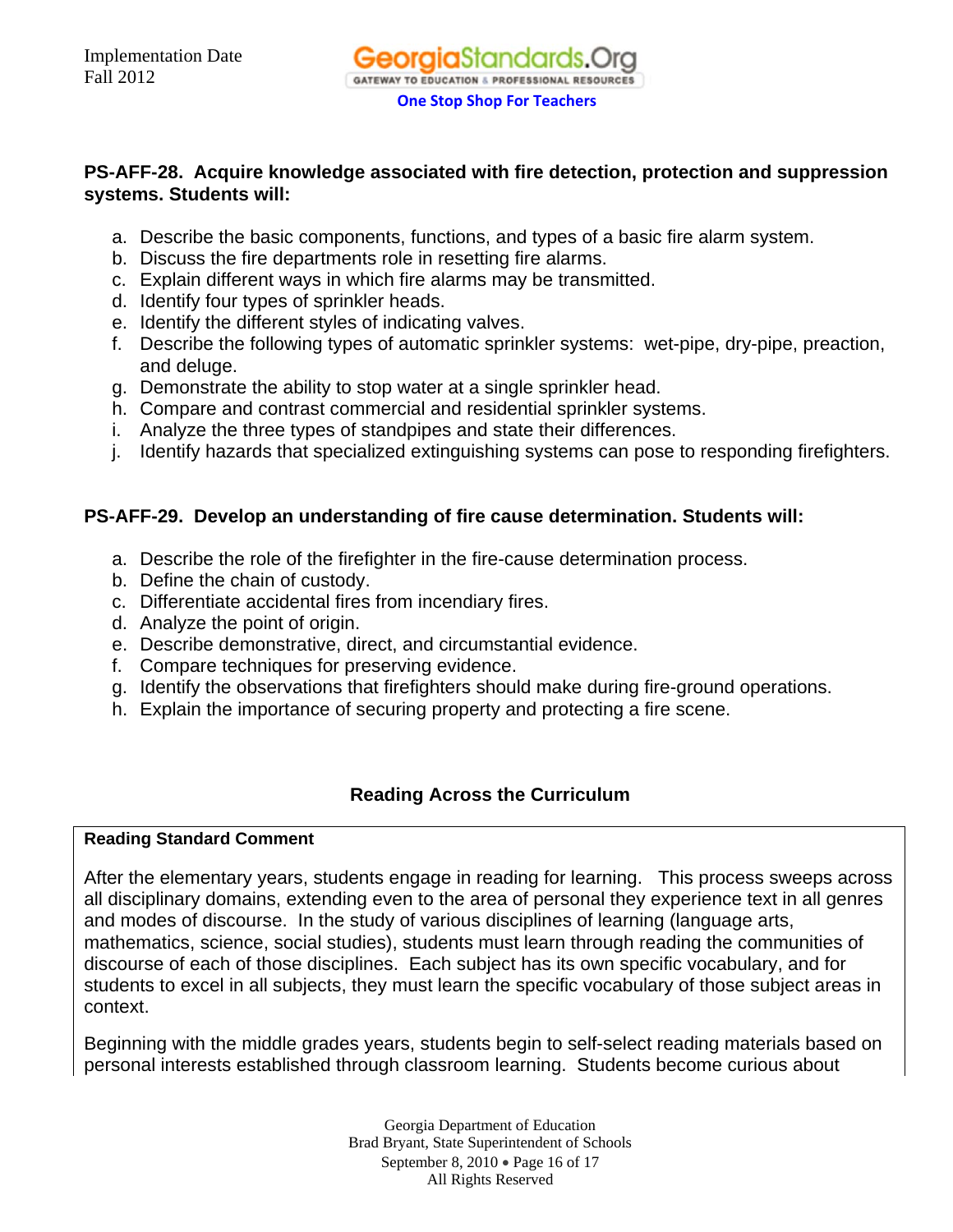**PS-AFF-28. Acquire knowledge associated with fire detection, protection and suppression systems. Students will:**

a. Describe the basic components, functions, and types of a basic fire alarm system.
b. Discuss the fire departments role in resetting fire alarms.
c. Explain different ways in which fire alarms may be transmitted.
d. Identify four types of sprinkler heads.
e. Identify the different styles of indicating valves.
f. Describe the following types of automatic sprinkler systems: wet-pipe, dry-pipe, preaction, and deluge.
g. Demonstrate the ability to stop water at a single sprinkler head.
h. Compare and contrast commercial and residential sprinkler systems.
i. Analyze the three types of standpipes and state their differences.
j. Identify hazards that specialized extinguishing systems can pose to responding firefighters.

**PS-AFF-29. Develop an understanding of fire cause determination. Students will:**

a. Describe the role of the firefighter in the fire-cause determination process.
b. Define the chain of custody.
c. Differentiate accidental fires from incendiary fires.
d. Analyze the point of origin.
e. Describe demonstrative, direct, and circumstantial evidence.
f. Compare techniques for preserving evidence.
g. Identify the observations that firefighters should make during fire-ground operations.
h. Explain the importance of securing property and protecting a fire scene.

## Reading Across the Curriculum

**Reading Standard Comment**

After the elementary years, students engage in reading for learning. This process sweeps across all disciplinary domains, extending even to the area of personal they experience text in all genres and modes of discourse. In the study of various disciplines of learning (language arts, mathematics, science, social studies), students must learn through reading the communities of discourse of each of those disciplines. Each subject has its own specific vocabulary, and for students to excel in all subjects, they must learn the specific vocabulary of those subject areas in context.

Beginning with the middle grades years, students begin to self-select reading materials based on personal interests established through classroom learning. Students become curious about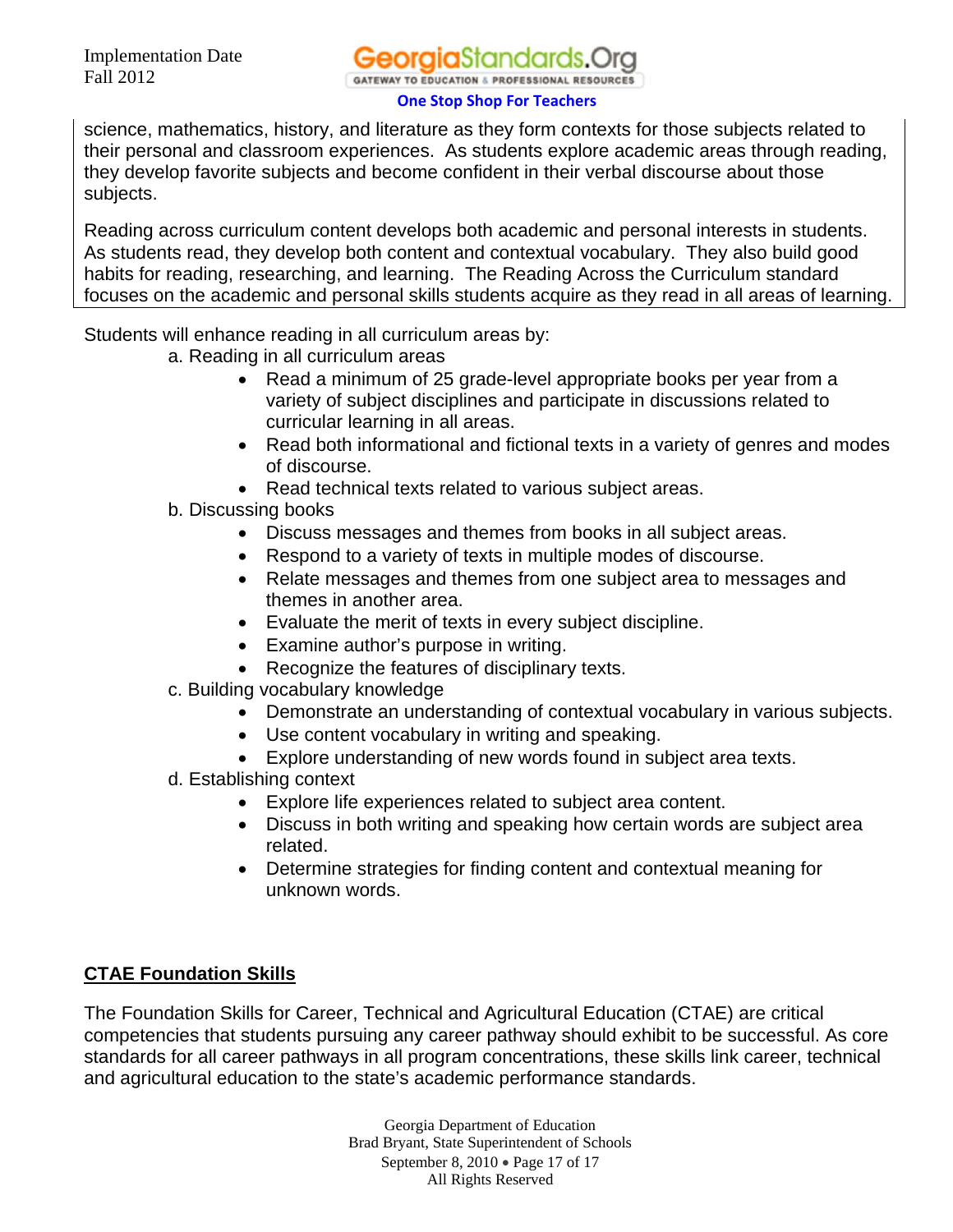science, mathematics, history, and literature as they form contexts for those subjects related to their personal and classroom experiences. As students explore academic areas through reading, they develop favorite subjects and become confident in their verbal discourse about those subjects.

Reading across curriculum content develops both academic and personal interests in students. As students read, they develop both content and contextual vocabulary. They also build good habits for reading, researching, and learning. The Reading Across the Curriculum standard focuses on the academic and personal skills students acquire as they read in all areas of learning.

Students will enhance reading in all curriculum areas by:

a. Reading in all curriculum areas
- Read a minimum of 25 grade-level appropriate books per year from a variety of subject disciplines and participate in discussions related to curricular learning in all areas.
- Read both informational and fictional texts in a variety of genres and modes of discourse.
- Read technical texts related to various subject areas.

b. Discussing books
- Discuss messages and themes from books in all subject areas.
- Respond to a variety of texts in multiple modes of discourse.
- Relate messages and themes from one subject area to messages and themes in another area.
- Evaluate the merit of texts in every subject discipline.
- Examine author's purpose in writing.
- Recognize the features of disciplinary texts.

c. Building vocabulary knowledge
- Demonstrate an understanding of contextual vocabulary in various subjects.
- Use content vocabulary in writing and speaking.
- Explore understanding of new words found in subject area texts.

d. Establishing context
- Explore life experiences related to subject area content.
- Discuss in both writing and speaking how certain words are subject area related.
- Determine strategies for finding content and contextual meaning for unknown words.

## CTAE Foundation Skills

The Foundation Skills for Career, Technical and Agricultural Education (CTAE) are critical competencies that students pursuing any career pathway should exhibit to be successful. As core standards for all career pathways in all program concentrations, these skills link career, technical and agricultural education to the state's academic performance standards.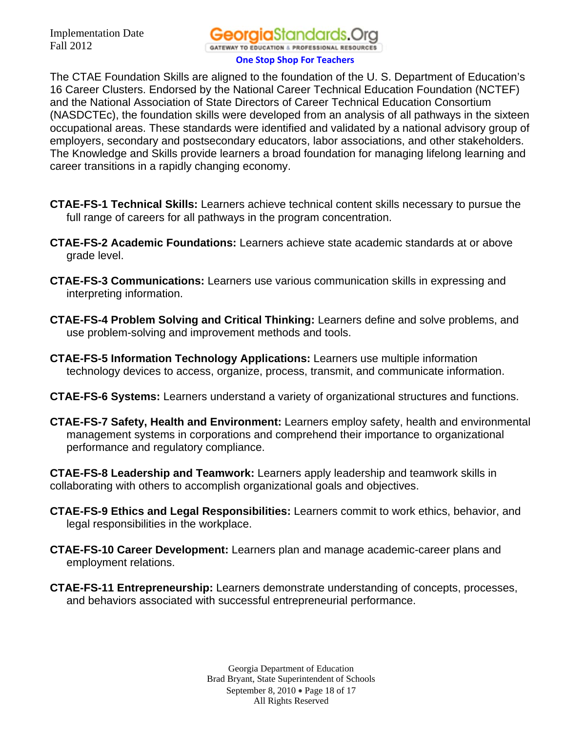The CTAE Foundation Skills are aligned to the foundation of the U. S. Department of Education's 16 Career Clusters. Endorsed by the National Career Technical Education Foundation (NCTEF) and the National Association of State Directors of Career Technical Education Consortium (NASDCTEc), the foundation skills were developed from an analysis of all pathways in the sixteen occupational areas. These standards were identified and validated by a national advisory group of employers, secondary and postsecondary educators, labor associations, and other stakeholders. The Knowledge and Skills provide learners a broad foundation for managing lifelong learning and career transitions in a rapidly changing economy.

**CTAE-FS-1 Technical Skills:** Learners achieve technical content skills necessary to pursue the full range of careers for all pathways in the program concentration.

**CTAE-FS-2 Academic Foundations:** Learners achieve state academic standards at or above grade level.

**CTAE-FS-3 Communications:** Learners use various communication skills in expressing and interpreting information.

**CTAE-FS-4 Problem Solving and Critical Thinking:** Learners define and solve problems, and use problem-solving and improvement methods and tools.

**CTAE-FS-5 Information Technology Applications:** Learners use multiple information technology devices to access, organize, process, transmit, and communicate information.

**CTAE-FS-6 Systems:** Learners understand a variety of organizational structures and functions.

**CTAE-FS-7 Safety, Health and Environment:** Learners employ safety, health and environmental management systems in corporations and comprehend their importance to organizational performance and regulatory compliance.

**CTAE-FS-8 Leadership and Teamwork:** Learners apply leadership and teamwork skills in collaborating with others to accomplish organizational goals and objectives.

**CTAE-FS-9 Ethics and Legal Responsibilities:** Learners commit to work ethics, behavior, and legal responsibilities in the workplace.

**CTAE-FS-10 Career Development:** Learners plan and manage academic-career plans and employment relations.

**CTAE-FS-11 Entrepreneurship:** Learners demonstrate understanding of concepts, processes, and behaviors associated with successful entrepreneurial performance.